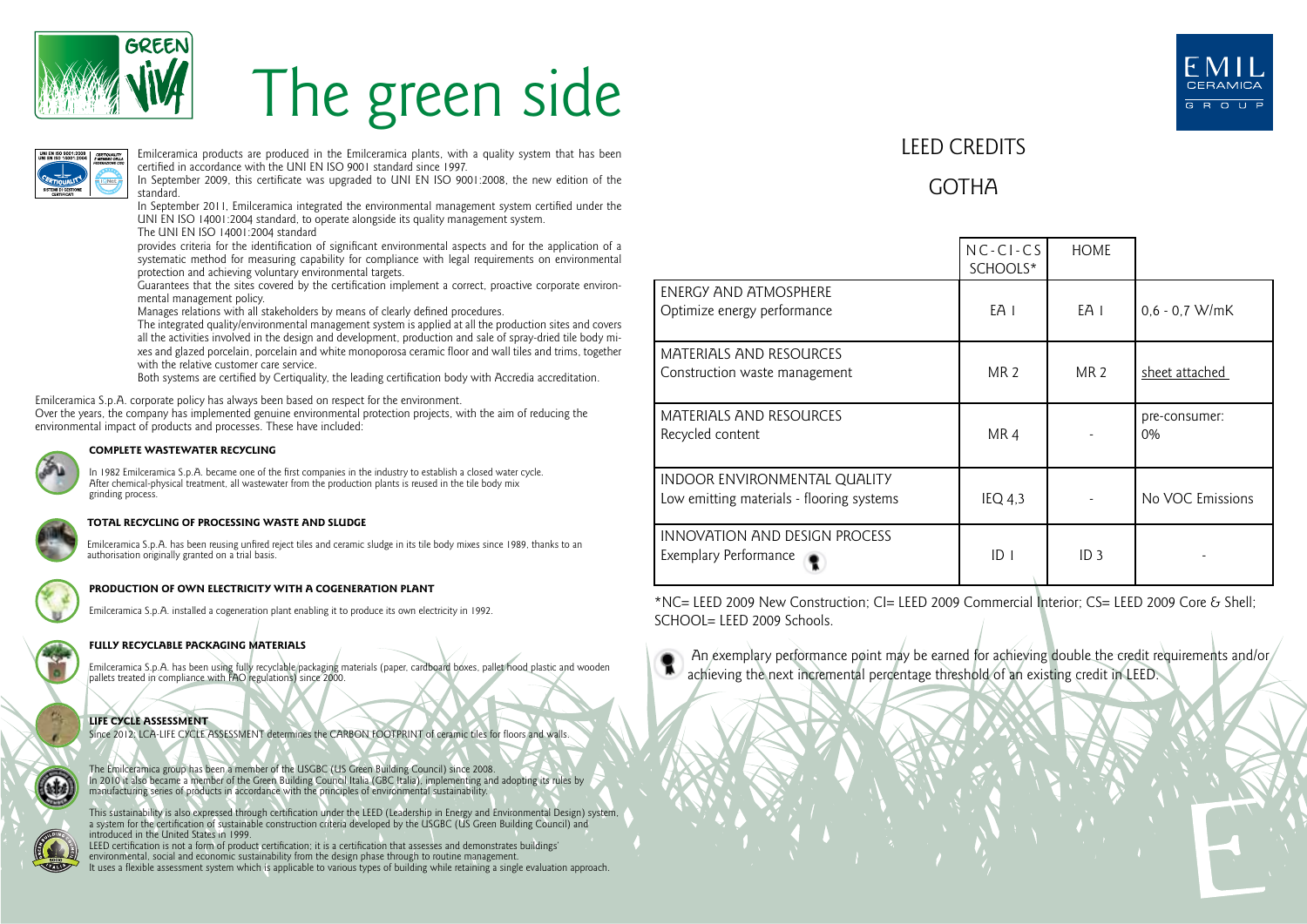# The green side

Emilceramica products are produced in the Emilceramica plants, with a quality system that has been certified in accordance with the UNI EN ISO 9001 standard since 1997.

In September 2009, this certificate was upgraded to UNI EN ISO 9001:2008, the new edition of the standard.

In September 2011, Emilceramica integrated the environmental management system certified under the UNI EN ISO 14001:2004 standard, to operate alongside its quality management system.

The UNI EN ISO 14001:2004 standard

provides criteria for the identification of significant environmental aspects and for the application of a systematic method for measuring capability for compliance with legal requirements on environmental protection and achieving voluntary environmental targets.

Guarantees that the sites covered by the certification implement a correct, proactive corporate environmental management policy.

Manages relations with all stakeholders by means of clearly defined procedures.

The integrated quality/environmental management system is applied at all the production sites and covers all the activities involved in the design and development, production and sale of spray-dried tile body mixes and glazed porcelain, porcelain and white monoporosa ceramic floor and wall tiles and trims, together with the relative customer care service.

Both systems are certified by Certiquality, the leading certification body with Accredia accreditation.

Emilceramica S.p.A. corporate policy has always been based on respect for the environment.
Over the years, the company has implemented genuine environmental protection projects, with the aim of reducing the environmental impact of products and processes. These have included:

### COMPLETE WASTEWATER RECYCLING

In 1982 Emilceramica S.p.A. became one of the first companies in the industry to establish a closed water cycle. After chemical-physical treatment, all wastewater from the production plants is reused in the tile body mix grinding process.

### TOTAL RECYCLING OF PROCESSING WASTE AND SLUDGE

Emilceramica S.p.A. has been reusing unfired reject tiles and ceramic sludge in its tile body mixes since 1989, thanks to an authorisation originally granted on a trial basis.

### PRODUCTION OF OWN ELECTRICITY WITH A COGENERATION PLANT

Emilceramica S.p.A. installed a cogeneration plant enabling it to produce its own electricity in 1992.

### FULLY RECYCLABLE PACKAGING MATERIALS

Emilceramica S.p.A. has been using fully recyclable packaging materials (paper, cardboard boxes, pallet hood plastic and wooden pallets treated in compliance with FAO regulations) since 2000.

### LIFE CYCLE ASSESSMENT

Since 2012, LCA-LIFE CYCLE ASSESSMENT determines the CARBON FOOTPRINT of ceramic tiles for floors and walls.

The Emilceramica group has been a member of the USGBC (US Green Building Council) since 2008.
In 2010 it also became a member of the Green Building Council Italia (GBC Italia), implementing and adopting its rules by manufacturing series of products in accordance with the principles of environmental sustainability.

This sustainability is also expressed through certification under the LEED (Leadership in Energy and Environmental Design) system, a system for the certification of sustainable construction criteria developed by the USGBC (US Green Building Council) and introduced in the United States in 1999.
LEED certification is not a form of product certification; it is a certification that assesses and demonstrates buildings' environmental, social and economic sustainability from the design phase through to routine management.
It uses a flexible assessment system which is applicable to various types of building while retaining a single evaluation approach.

## LEED CREDITS

## GOTHA

| | NC-CI-CS SCHOOLS* | HOME | |
|---|---|---|---|
| ENERGY AND ATMOSPHERE<br>Optimize energy performance | EA 1 | EA 1 | 0,6 - 0,7 W/mK |
| MATERIALS AND RESOURCES<br>Construction waste management | MR 2 | MR 2 | sheet attached |
| MATERIALS AND RESOURCES<br>Recycled content | MR 4 | - | pre-consumer: 0% |
| INDOOR ENVIRONMENTAL QUALITY<br>Low emitting materials - flooring systems | IEQ 4,3 | - | No VOC Emissions |
| INNOVATION AND DESIGN PROCESS<br>Exemplary Performance | ID 1 | ID 3 | - |

*NC= LEED 2009 New Construction; CI= LEED 2009 Commercial Interior; CS= LEED 2009 Core & Shell; SCHOOL= LEED 2009 Schools.

An exemplary performance point may be earned for achieving double the credit requirements and/or achieving the next incremental percentage threshold of an existing credit in LEED.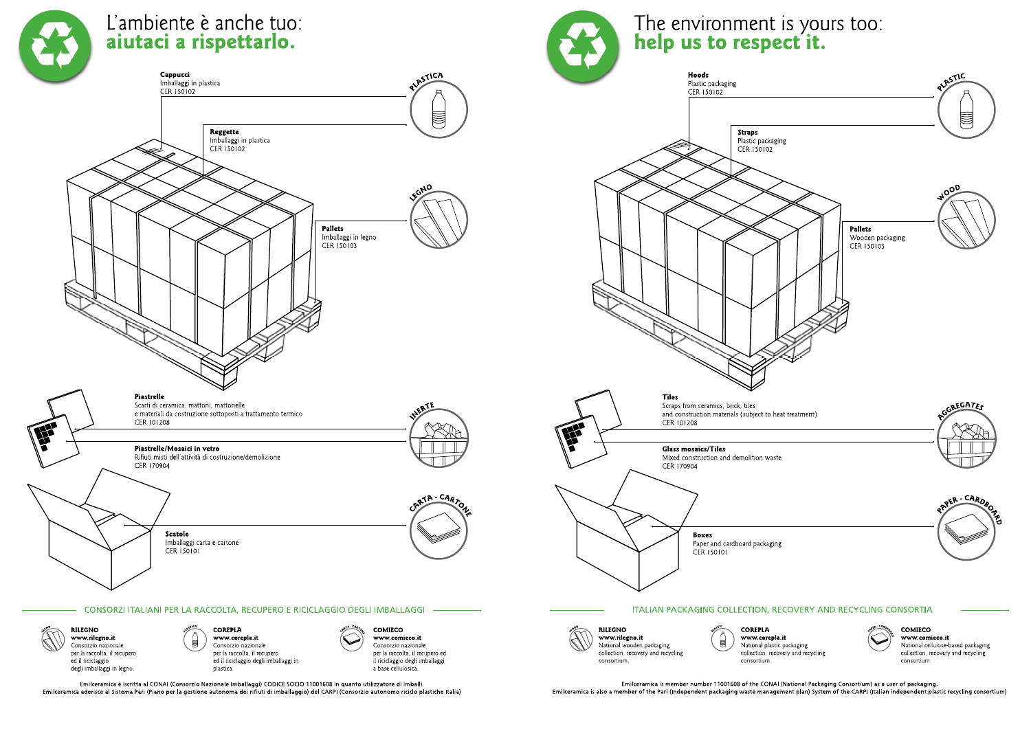# L'ambiente è anche tuo: **aiutaci a rispettarlo.**

**Cappucci**
Imballaggi in plastica
CER 150102

**Reggette**
Imballaggi in plastica
CER 150102

PLASTICA

**Pallets**
Imballaggi in legno
CER 150103

LEGNO

**Piastrelle**
Scarti di ceramica, mattoni, mattonelle
e materiali da costruzione sottoposti a trattamento termico
CER 101208

**Piastrelle/Mosaici in vetro**
Rifiuti misti dell'attività di costruzione/demolizione
CER 170904

INERTE

**Scatole**
Imballaggi carta e cartone
CER 150101

CARTA - CARTONE

## CONSORZI ITALIANI PER LA RACCOLTA, RECUPERO E RICICLAGGIO DEGLI IMBALLAGGI

LEGNO
**RILEGNO**
**www.rilegno.it**
Consorzio nazionale per la raccolta, il recupero ed il riciclaggio degli imballaggi in legno.

PLASTICA
**COREPLA**
**www.corepla.it**
Consorzio nazionale per la raccolta, il recupero ed il riciclaggio degli imballaggi in plastica.

CARTA - CARTONE
**COMIECO**
**www.comieco.it**
Consorzio nazionale per la raccolta, il recupero ed il riciclaggio degli imballaggi a base cellulosica.

Emilceramica è iscritta al CONAI (Consorzio Nazionale Imballaggi) CODICE SOCIO 11001608 in quanto utilizzatore di imballi.
Emilceramica aderisce al Sistema Pari (Piano per la gestione autonoma dei rifiuti di imballaggio) del CARPI (Consorzio autonomo riciclo plastiche Italia)

# The environment is yours too: **help us to respect it.**

**Hoods**
Plastic packaging
CER 150102

**Straps**
Plastic packaging
CER 150102

PLASTIC

**Pallets**
Wooden packaging
CER 150103

WOOD

**Tiles**
Scraps from ceramics, brick, tiles
and construction materials (subject to heat treatment)
CER 101208

**Glass mosaics/Tiles**
Mixed construction and demolition waste
CER 170904

AGGREGATES

**Boxes**
Paper and cardboard packaging
CER 150101

PAPER - CARDBOARD

## ITALIAN PACKAGING COLLECTION, RECOVERY AND RECYCLING CONSORTIA

WOOD
**RILEGNO**
**www.rilegno.it**
National wooden packaging collection, recovery and recycling consortium.

PLASTIC
**COREPLA**
**www.corepla.it**
National plastic packaging collection, recovery and recycling consortium.

PAPER - CARDBOARD
**COMIECO**
**www.comieco.it**
National cellulose-based packaging collection, recovery and recycling consortium.

Emilceramica is member number 11001608 of the CONAI (National Packaging Consortium) as a user of packaging.
Emilceramica is also a member of the Pari (Independent packaging waste management plan) System of the CARPI (Italian independent plastic recycling consortium)